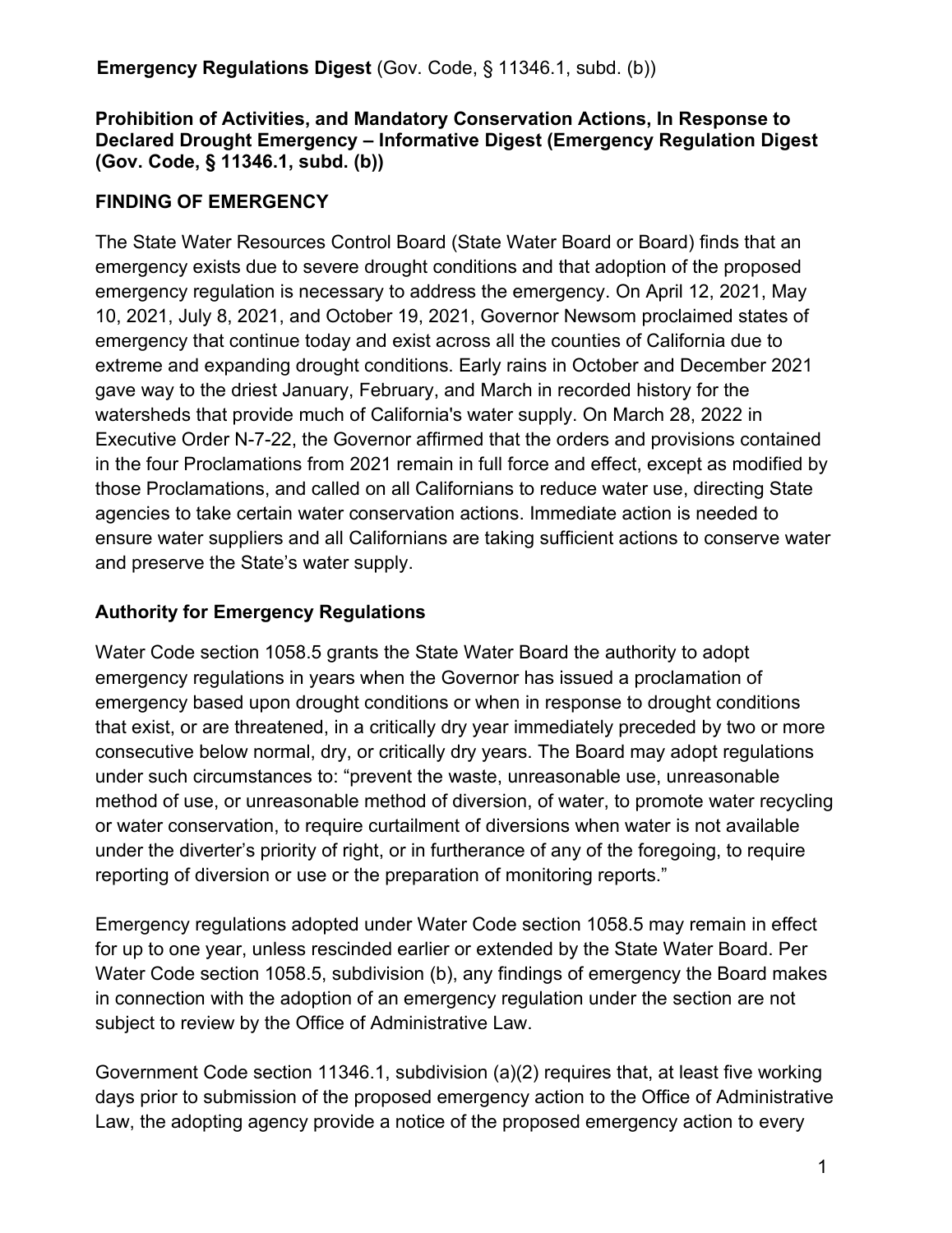**Emergency Regulations Digest** (Gov. Code, § 11346.1, subd. (b))

**Prohibition of Activities, and Mandatory Conservation Actions, In Response to Declared Drought Emergency – Informative Digest (Emergency Regulation Digest (Gov. Code, § 11346.1, subd. (b))**

## FINDING OF EMERGENCY

The State Water Resources Control Board (State Water Board or Board) finds that an emergency exists due to severe drought conditions and that adoption of the proposed emergency regulation is necessary to address the emergency. On April 12, 2021, May 10, 2021, July 8, 2021, and October 19, 2021, Governor Newsom proclaimed states of emergency that continue today and exist across all the counties of California due to extreme and expanding drought conditions. Early rains in October and December 2021 gave way to the driest January, February, and March in recorded history for the watersheds that provide much of California's water supply. On March 28, 2022 in Executive Order N-7-22, the Governor affirmed that the orders and provisions contained in the four Proclamations from 2021 remain in full force and effect, except as modified by those Proclamations, and called on all Californians to reduce water use, directing State agencies to take certain water conservation actions. Immediate action is needed to ensure water suppliers and all Californians are taking sufficient actions to conserve water and preserve the State's water supply.

## Authority for Emergency Regulations

Water Code section 1058.5 grants the State Water Board the authority to adopt emergency regulations in years when the Governor has issued a proclamation of emergency based upon drought conditions or when in response to drought conditions that exist, or are threatened, in a critically dry year immediately preceded by two or more consecutive below normal, dry, or critically dry years. The Board may adopt regulations under such circumstances to: "prevent the waste, unreasonable use, unreasonable method of use, or unreasonable method of diversion, of water, to promote water recycling or water conservation, to require curtailment of diversions when water is not available under the diverter's priority of right, or in furtherance of any of the foregoing, to require reporting of diversion or use or the preparation of monitoring reports."

Emergency regulations adopted under Water Code section 1058.5 may remain in effect for up to one year, unless rescinded earlier or extended by the State Water Board. Per Water Code section 1058.5, subdivision (b), any findings of emergency the Board makes in connection with the adoption of an emergency regulation under the section are not subject to review by the Office of Administrative Law.

Government Code section 11346.1, subdivision (a)(2) requires that, at least five working days prior to submission of the proposed emergency action to the Office of Administrative Law, the adopting agency provide a notice of the proposed emergency action to every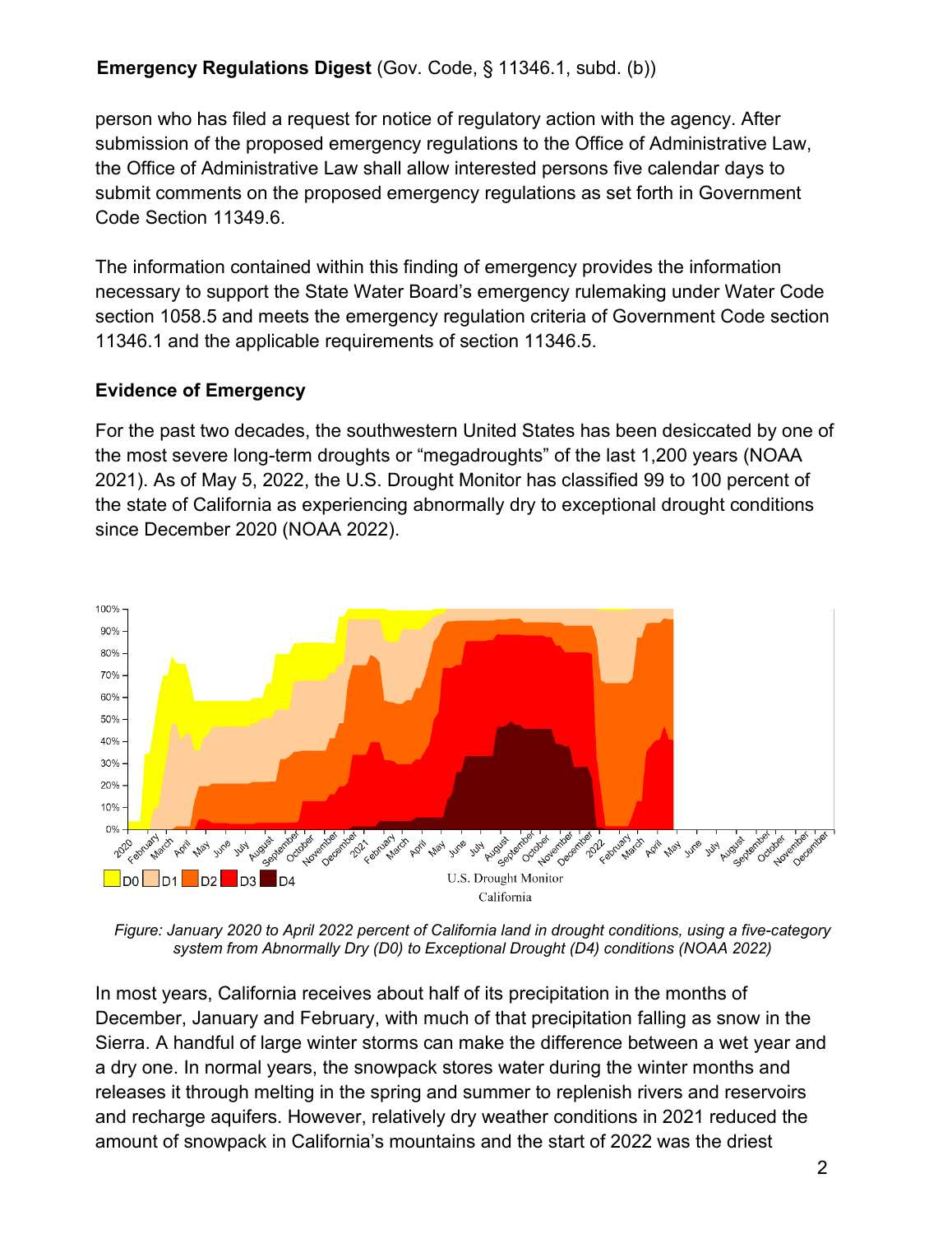**Emergency Regulations Digest** (Gov. Code, § 11346.1, subd. (b))

person who has filed a request for notice of regulatory action with the agency. After submission of the proposed emergency regulations to the Office of Administrative Law, the Office of Administrative Law shall allow interested persons five calendar days to submit comments on the proposed emergency regulations as set forth in Government Code Section 11349.6.

The information contained within this finding of emergency provides the information necessary to support the State Water Board's emergency rulemaking under Water Code section 1058.5 and meets the emergency regulation criteria of Government Code section 11346.1 and the applicable requirements of section 11346.5.

### Evidence of Emergency

For the past two decades, the southwestern United States has been desiccated by one of the most severe long-term droughts or "megadroughts" of the last 1,200 years (NOAA 2021). As of May 5, 2022, the U.S. Drought Monitor has classified 99 to 100 percent of the state of California as experiencing abnormally dry to exceptional drought conditions since December 2020 (NOAA 2022).

*Figure: January 2020 to April 2022 percent of California land in drought conditions, using a five-category system from Abnormally Dry (D0) to Exceptional Drought (D4) conditions (NOAA 2022)*

In most years, California receives about half of its precipitation in the months of December, January and February, with much of that precipitation falling as snow in the Sierra. A handful of large winter storms can make the difference between a wet year and a dry one. In normal years, the snowpack stores water during the winter months and releases it through melting in the spring and summer to replenish rivers and reservoirs and recharge aquifers. However, relatively dry weather conditions in 2021 reduced the amount of snowpack in California's mountains and the start of 2022 was the driest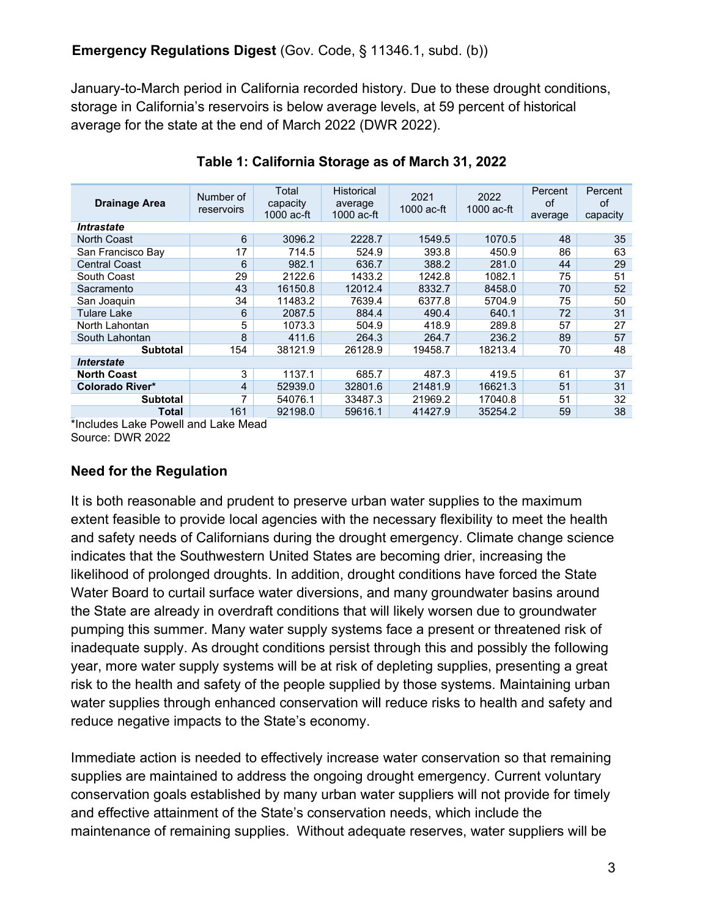**Emergency Regulations Digest** (Gov. Code, § 11346.1, subd. (b))

January-to-March period in California recorded history. Due to these drought conditions, storage in California's reservoirs is below average levels, at 59 percent of historical average for the state at the end of March 2022 (DWR 2022).

**Table 1: California Storage as of March 31, 2022**

| Drainage Area | Number of reservoirs | Total capacity 1000 ac-ft | Historical average 1000 ac-ft | 2021 1000 ac-ft | 2022 1000 ac-ft | Percent of average | Percent of capacity |
|---|---|---|---|---|---|---|---|
| ***Intrastate*** | | | | | | | |
| North Coast | 6 | 3096.2 | 2228.7 | 1549.5 | 1070.5 | 48 | 35 |
| San Francisco Bay | 17 | 714.5 | 524.9 | 393.8 | 450.9 | 86 | 63 |
| Central Coast | 6 | 982.1 | 636.7 | 388.2 | 281.0 | 44 | 29 |
| South Coast | 29 | 2122.6 | 1433.2 | 1242.8 | 1082.1 | 75 | 51 |
| Sacramento | 43 | 16150.8 | 12012.4 | 8332.7 | 8458.0 | 70 | 52 |
| San Joaquin | 34 | 11483.2 | 7639.4 | 6377.8 | 5704.9 | 75 | 50 |
| Tulare Lake | 6 | 2087.5 | 884.4 | 490.4 | 640.1 | 72 | 31 |
| North Lahontan | 5 | 1073.3 | 504.9 | 418.9 | 289.8 | 57 | 27 |
| South Lahontan | 8 | 411.6 | 264.3 | 264.7 | 236.2 | 89 | 57 |
| **Subtotal** | 154 | 38121.9 | 26128.9 | 19458.7 | 18213.4 | 70 | 48 |
| ***Interstate*** | | | | | | | |
| **North Coast** | 3 | 1137.1 | 685.7 | 487.3 | 419.5 | 61 | 37 |
| **Colorado River*** | 4 | 52939.0 | 32801.6 | 21481.9 | 16621.3 | 51 | 31 |
| **Subtotal** | 7 | 54076.1 | 33487.3 | 21969.2 | 17040.8 | 51 | 32 |
| **Total** | 161 | 92198.0 | 59616.1 | 41427.9 | 35254.2 | 59 | 38 |

*Includes Lake Powell and Lake Mead

Source: DWR 2022

## Need for the Regulation

It is both reasonable and prudent to preserve urban water supplies to the maximum extent feasible to provide local agencies with the necessary flexibility to meet the health and safety needs of Californians during the drought emergency. Climate change science indicates that the Southwestern United States are becoming drier, increasing the likelihood of prolonged droughts. In addition, drought conditions have forced the State Water Board to curtail surface water diversions, and many groundwater basins around the State are already in overdraft conditions that will likely worsen due to groundwater pumping this summer. Many water supply systems face a present or threatened risk of inadequate supply. As drought conditions persist through this and possibly the following year, more water supply systems will be at risk of depleting supplies, presenting a great risk to the health and safety of the people supplied by those systems. Maintaining urban water supplies through enhanced conservation will reduce risks to health and safety and reduce negative impacts to the State's economy.

Immediate action is needed to effectively increase water conservation so that remaining supplies are maintained to address the ongoing drought emergency. Current voluntary conservation goals established by many urban water suppliers will not provide for timely and effective attainment of the State's conservation needs, which include the maintenance of remaining supplies. Without adequate reserves, water suppliers will be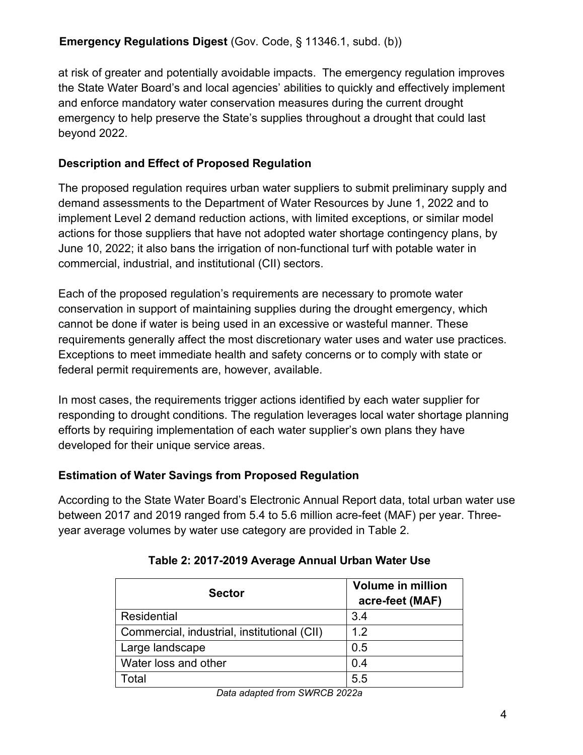at risk of greater and potentially avoidable impacts. The emergency regulation improves the State Water Board's and local agencies' abilities to quickly and effectively implement and enforce mandatory water conservation measures during the current drought emergency to help preserve the State's supplies throughout a drought that could last beyond 2022.

## Description and Effect of Proposed Regulation

The proposed regulation requires urban water suppliers to submit preliminary supply and demand assessments to the Department of Water Resources by June 1, 2022 and to implement Level 2 demand reduction actions, with limited exceptions, or similar model actions for those suppliers that have not adopted water shortage contingency plans, by June 10, 2022; it also bans the irrigation of non-functional turf with potable water in commercial, industrial, and institutional (CII) sectors.

Each of the proposed regulation's requirements are necessary to promote water conservation in support of maintaining supplies during the drought emergency, which cannot be done if water is being used in an excessive or wasteful manner. These requirements generally affect the most discretionary water uses and water use practices. Exceptions to meet immediate health and safety concerns or to comply with state or federal permit requirements are, however, available.

In most cases, the requirements trigger actions identified by each water supplier for responding to drought conditions. The regulation leverages local water shortage planning efforts by requiring implementation of each water supplier's own plans they have developed for their unique service areas.

## Estimation of Water Savings from Proposed Regulation

According to the State Water Board's Electronic Annual Report data, total urban water use between 2017 and 2019 ranged from 5.4 to 5.6 million acre-feet (MAF) per year. Three-year average volumes by water use category are provided in Table 2.

**Table 2: 2017-2019 Average Annual Urban Water Use**

| Sector | Volume in million acre-feet (MAF) |
|---|---|
| Residential | 3.4 |
| Commercial, industrial, institutional (CII) | 1.2 |
| Large landscape | 0.5 |
| Water loss and other | 0.4 |
| Total | 5.5 |

*Data adapted from SWRCB 2022a*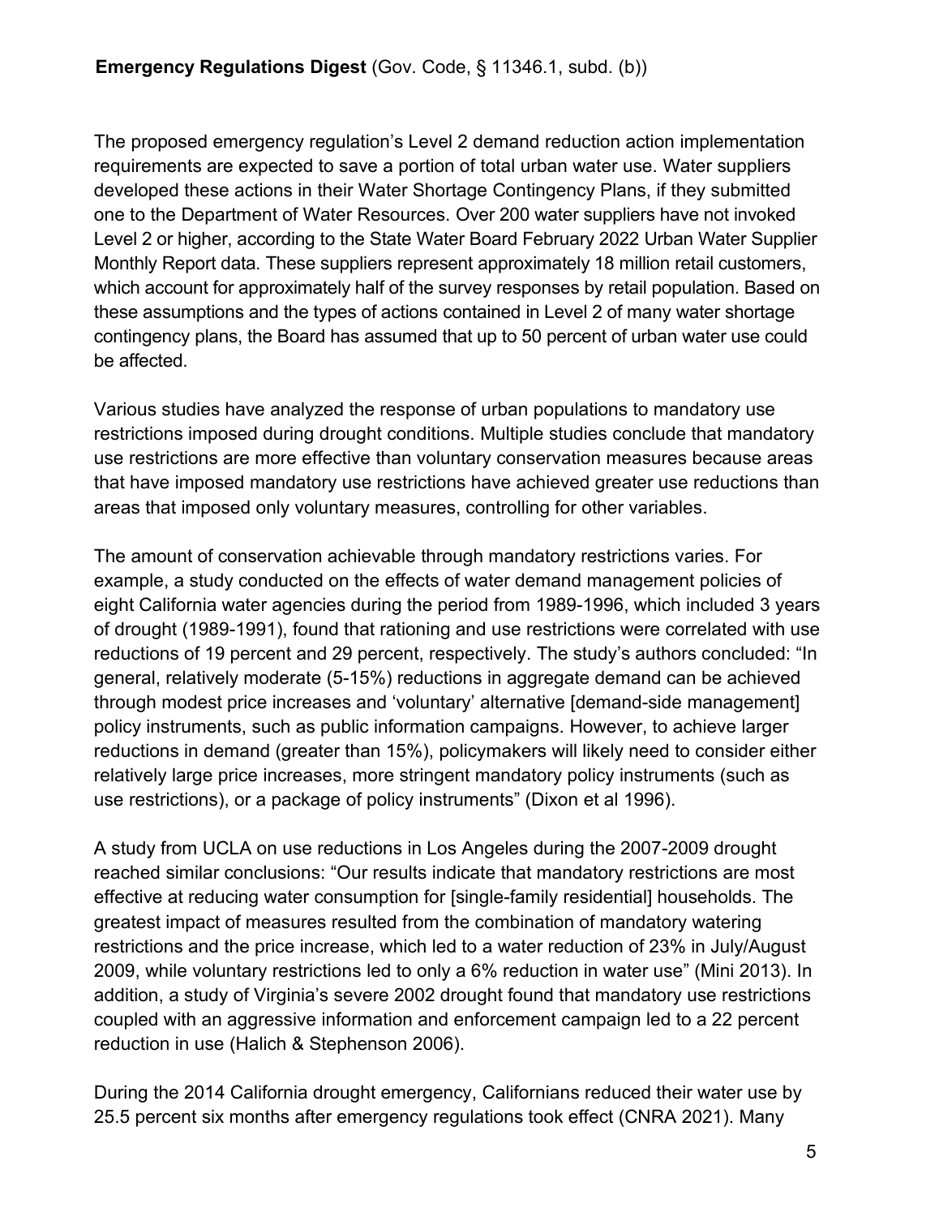**Emergency Regulations Digest** (Gov. Code, § 11346.1, subd. (b))

The proposed emergency regulation's Level 2 demand reduction action implementation requirements are expected to save a portion of total urban water use. Water suppliers developed these actions in their Water Shortage Contingency Plans, if they submitted one to the Department of Water Resources. Over 200 water suppliers have not invoked Level 2 or higher, according to the State Water Board February 2022 Urban Water Supplier Monthly Report data. These suppliers represent approximately 18 million retail customers, which account for approximately half of the survey responses by retail population. Based on these assumptions and the types of actions contained in Level 2 of many water shortage contingency plans, the Board has assumed that up to 50 percent of urban water use could be affected.

Various studies have analyzed the response of urban populations to mandatory use restrictions imposed during drought conditions. Multiple studies conclude that mandatory use restrictions are more effective than voluntary conservation measures because areas that have imposed mandatory use restrictions have achieved greater use reductions than areas that imposed only voluntary measures, controlling for other variables.

The amount of conservation achievable through mandatory restrictions varies. For example, a study conducted on the effects of water demand management policies of eight California water agencies during the period from 1989-1996, which included 3 years of drought (1989-1991), found that rationing and use restrictions were correlated with use reductions of 19 percent and 29 percent, respectively. The study's authors concluded: "In general, relatively moderate (5-15%) reductions in aggregate demand can be achieved through modest price increases and 'voluntary' alternative [demand-side management] policy instruments, such as public information campaigns. However, to achieve larger reductions in demand (greater than 15%), policymakers will likely need to consider either relatively large price increases, more stringent mandatory policy instruments (such as use restrictions), or a package of policy instruments" (Dixon et al 1996).

A study from UCLA on use reductions in Los Angeles during the 2007-2009 drought reached similar conclusions: "Our results indicate that mandatory restrictions are most effective at reducing water consumption for [single-family residential] households. The greatest impact of measures resulted from the combination of mandatory watering restrictions and the price increase, which led to a water reduction of 23% in July/August 2009, while voluntary restrictions led to only a 6% reduction in water use" (Mini 2013). In addition, a study of Virginia's severe 2002 drought found that mandatory use restrictions coupled with an aggressive information and enforcement campaign led to a 22 percent reduction in use (Halich & Stephenson 2006).

During the 2014 California drought emergency, Californians reduced their water use by 25.5 percent six months after emergency regulations took effect (CNRA 2021). Many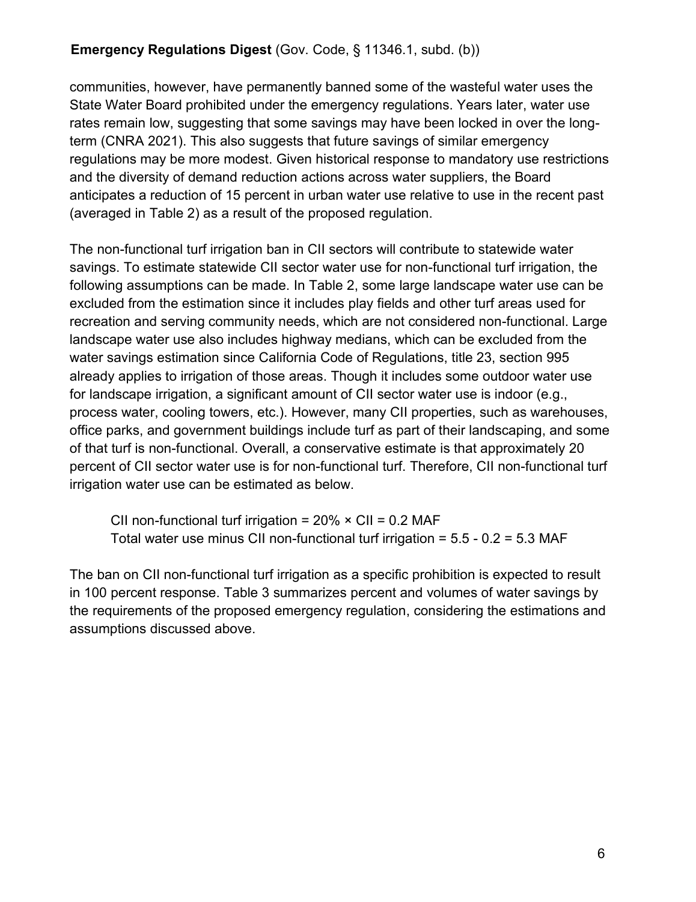communities, however, have permanently banned some of the wasteful water uses the State Water Board prohibited under the emergency regulations. Years later, water use rates remain low, suggesting that some savings may have been locked in over the long-term (CNRA 2021). This also suggests that future savings of similar emergency regulations may be more modest. Given historical response to mandatory use restrictions and the diversity of demand reduction actions across water suppliers, the Board anticipates a reduction of 15 percent in urban water use relative to use in the recent past (averaged in Table 2) as a result of the proposed regulation.

The non-functional turf irrigation ban in CII sectors will contribute to statewide water savings. To estimate statewide CII sector water use for non-functional turf irrigation, the following assumptions can be made. In Table 2, some large landscape water use can be excluded from the estimation since it includes play fields and other turf areas used for recreation and serving community needs, which are not considered non-functional. Large landscape water use also includes highway medians, which can be excluded from the water savings estimation since California Code of Regulations, title 23, section 995 already applies to irrigation of those areas. Though it includes some outdoor water use for landscape irrigation, a significant amount of CII sector water use is indoor (e.g., process water, cooling towers, etc.). However, many CII properties, such as warehouses, office parks, and government buildings include turf as part of their landscaping, and some of that turf is non-functional. Overall, a conservative estimate is that approximately 20 percent of CII sector water use is for non-functional turf. Therefore, CII non-functional turf irrigation water use can be estimated as below.

CII non-functional turf irrigation = 20% × CII = 0.2 MAF
Total water use minus CII non-functional turf irrigation = 5.5 - 0.2 = 5.3 MAF

The ban on CII non-functional turf irrigation as a specific prohibition is expected to result in 100 percent response. Table 3 summarizes percent and volumes of water savings by the requirements of the proposed emergency regulation, considering the estimations and assumptions discussed above.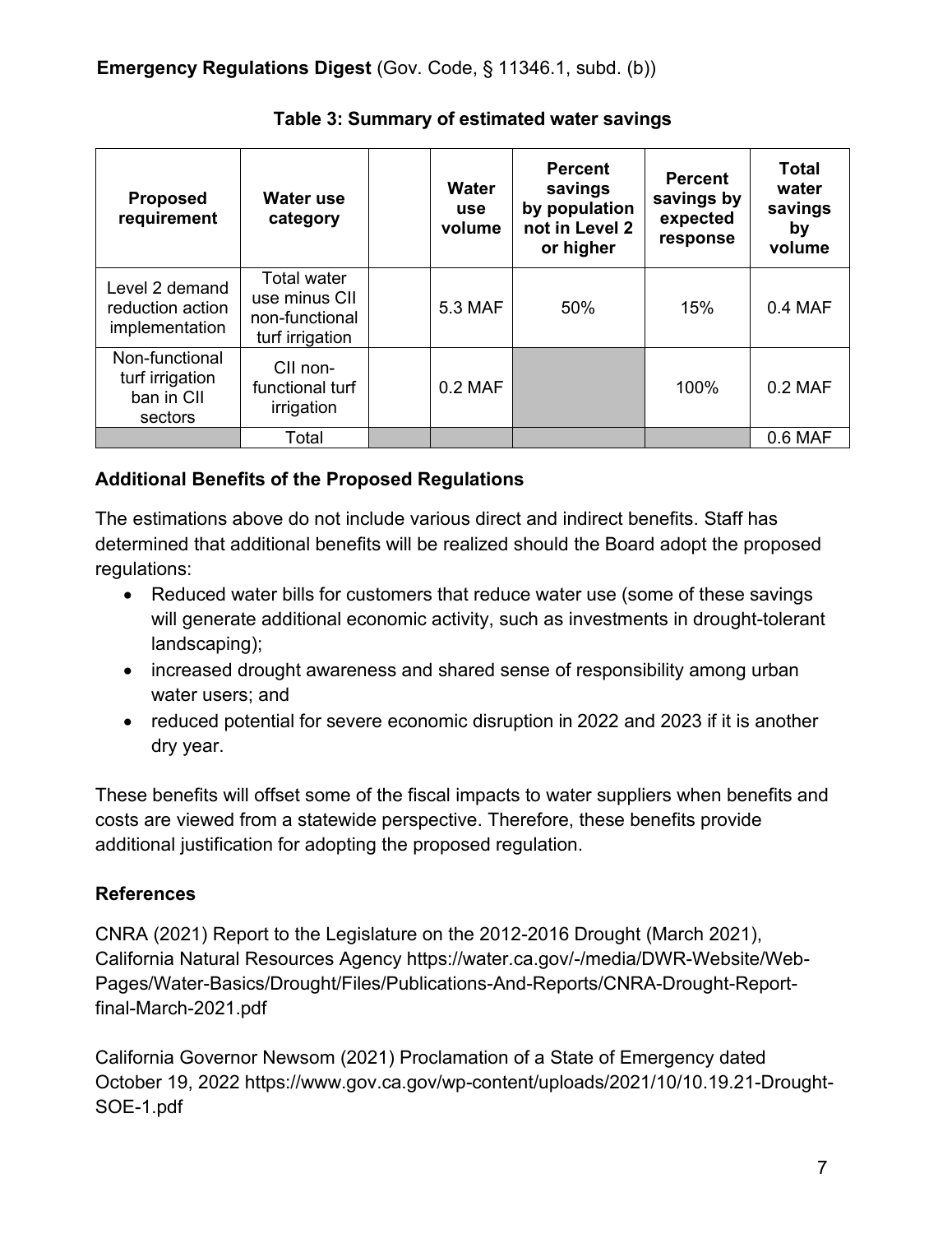**Emergency Regulations Digest** (Gov. Code, § 11346.1, subd. (b))

**Table 3: Summary of estimated water savings**

| Proposed requirement | Water use category | | Water use volume | Percent savings by population not in Level 2 or higher | Percent savings by expected response | Total water savings by volume |
|---|---|---|---|---|---|---|
| Level 2 demand reduction action implementation | Total water use minus CII non-functional turf irrigation | | 5.3 MAF | 50% | 15% | 0.4 MAF |
| Non-functional turf irrigation ban in CII sectors | CII non-functional turf irrigation | | 0.2 MAF | | 100% | 0.2 MAF |
| | Total | | | | | 0.6 MAF |

**Additional Benefits of the Proposed Regulations**

The estimations above do not include various direct and indirect benefits. Staff has determined that additional benefits will be realized should the Board adopt the proposed regulations:

- Reduced water bills for customers that reduce water use (some of these savings will generate additional economic activity, such as investments in drought-tolerant landscaping);
- increased drought awareness and shared sense of responsibility among urban water users; and
- reduced potential for severe economic disruption in 2022 and 2023 if it is another dry year.

These benefits will offset some of the fiscal impacts to water suppliers when benefits and costs are viewed from a statewide perspective. Therefore, these benefits provide additional justification for adopting the proposed regulation.

**References**

CNRA (2021) Report to the Legislature on the 2012-2016 Drought (March 2021), California Natural Resources Agency https://water.ca.gov/-/media/DWR-Website/Web-Pages/Water-Basics/Drought/Files/Publications-And-Reports/CNRA-Drought-Report-final-March-2021.pdf

California Governor Newsom (2021) Proclamation of a State of Emergency dated October 19, 2022 https://www.gov.ca.gov/wp-content/uploads/2021/10/10.19.21-Drought-SOE-1.pdf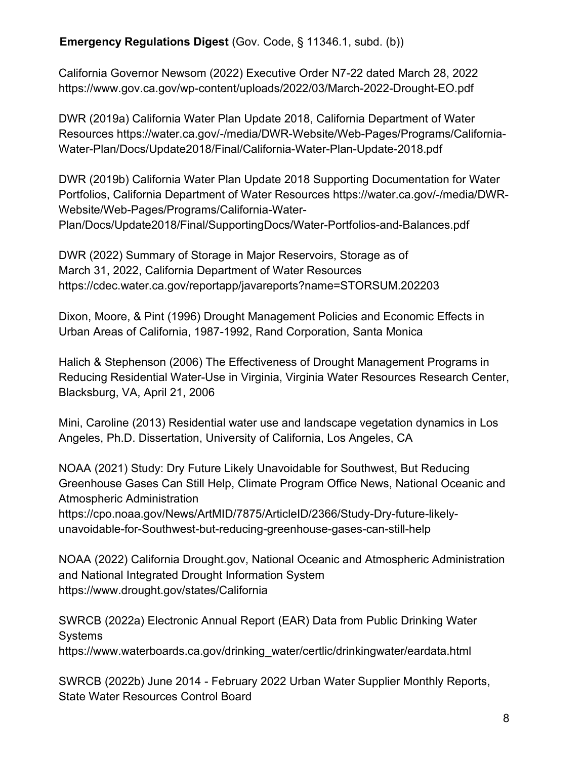**Emergency Regulations Digest** (Gov. Code, § 11346.1, subd. (b))

California Governor Newsom (2022) Executive Order N7-22 dated March 28, 2022 https://www.gov.ca.gov/wp-content/uploads/2022/03/March-2022-Drought-EO.pdf

DWR (2019a) California Water Plan Update 2018, California Department of Water Resources https://water.ca.gov/-/media/DWR-Website/Web-Pages/Programs/California-Water-Plan/Docs/Update2018/Final/California-Water-Plan-Update-2018.pdf

DWR (2019b) California Water Plan Update 2018 Supporting Documentation for Water Portfolios, California Department of Water Resources https://water.ca.gov/-/media/DWR-Website/Web-Pages/Programs/California-Water-Plan/Docs/Update2018/Final/SupportingDocs/Water-Portfolios-and-Balances.pdf

DWR (2022) Summary of Storage in Major Reservoirs, Storage as of March 31, 2022, California Department of Water Resources https://cdec.water.ca.gov/reportapp/javareports?name=STORSUM.202203

Dixon, Moore, & Pint (1996) Drought Management Policies and Economic Effects in Urban Areas of California, 1987-1992, Rand Corporation, Santa Monica

Halich & Stephenson (2006) The Effectiveness of Drought Management Programs in Reducing Residential Water-Use in Virginia, Virginia Water Resources Research Center, Blacksburg, VA, April 21, 2006

Mini, Caroline (2013) Residential water use and landscape vegetation dynamics in Los Angeles, Ph.D. Dissertation, University of California, Los Angeles, CA

NOAA (2021) Study: Dry Future Likely Unavoidable for Southwest, But Reducing Greenhouse Gases Can Still Help, Climate Program Office News, National Oceanic and Atmospheric Administration https://cpo.noaa.gov/News/ArtMID/7875/ArticleID/2366/Study-Dry-future-likely-unavoidable-for-Southwest-but-reducing-greenhouse-gases-can-still-help

NOAA (2022) California Drought.gov, National Oceanic and Atmospheric Administration and National Integrated Drought Information System https://www.drought.gov/states/California

SWRCB (2022a) Electronic Annual Report (EAR) Data from Public Drinking Water Systems https://www.waterboards.ca.gov/drinking_water/certlic/drinkingwater/eardata.html

SWRCB (2022b) June 2014 - February 2022 Urban Water Supplier Monthly Reports, State Water Resources Control Board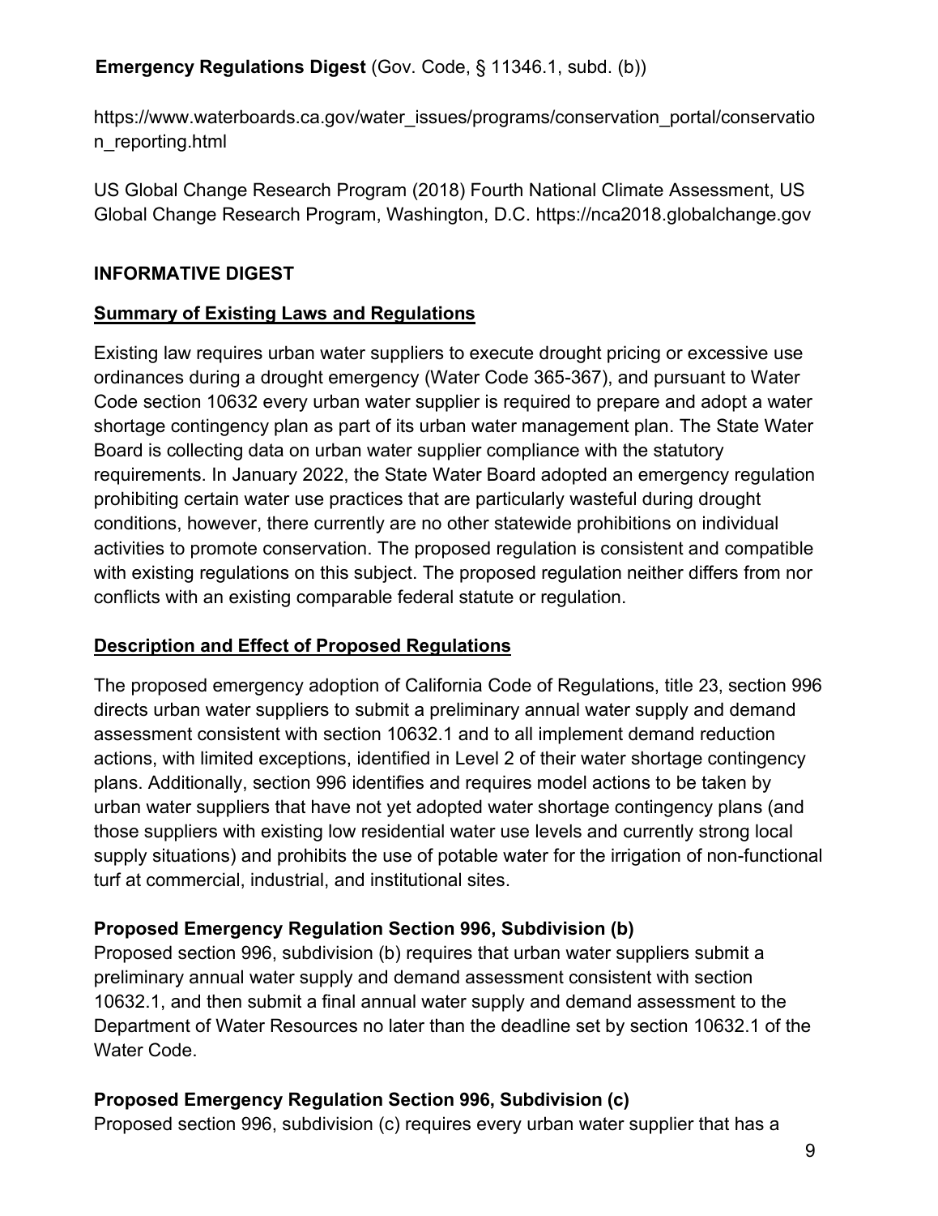https://www.waterboards.ca.gov/water_issues/programs/conservation_portal/conservation_reporting.html

US Global Change Research Program (2018) Fourth National Climate Assessment, US Global Change Research Program, Washington, D.C. https://nca2018.globalchange.gov

## INFORMATIVE DIGEST

### Summary of Existing Laws and Regulations

Existing law requires urban water suppliers to execute drought pricing or excessive use ordinances during a drought emergency (Water Code 365-367), and pursuant to Water Code section 10632 every urban water supplier is required to prepare and adopt a water shortage contingency plan as part of its urban water management plan. The State Water Board is collecting data on urban water supplier compliance with the statutory requirements. In January 2022, the State Water Board adopted an emergency regulation prohibiting certain water use practices that are particularly wasteful during drought conditions, however, there currently are no other statewide prohibitions on individual activities to promote conservation. The proposed regulation is consistent and compatible with existing regulations on this subject. The proposed regulation neither differs from nor conflicts with an existing comparable federal statute or regulation.

### Description and Effect of Proposed Regulations

The proposed emergency adoption of California Code of Regulations, title 23, section 996 directs urban water suppliers to submit a preliminary annual water supply and demand assessment consistent with section 10632.1 and to all implement demand reduction actions, with limited exceptions, identified in Level 2 of their water shortage contingency plans. Additionally, section 996 identifies and requires model actions to be taken by urban water suppliers that have not yet adopted water shortage contingency plans (and those suppliers with existing low residential water use levels and currently strong local supply situations) and prohibits the use of potable water for the irrigation of non-functional turf at commercial, industrial, and institutional sites.

**Proposed Emergency Regulation Section 996, Subdivision (b)**

Proposed section 996, subdivision (b) requires that urban water suppliers submit a preliminary annual water supply and demand assessment consistent with section 10632.1, and then submit a final annual water supply and demand assessment to the Department of Water Resources no later than the deadline set by section 10632.1 of the Water Code.

**Proposed Emergency Regulation Section 996, Subdivision (c)**

Proposed section 996, subdivision (c) requires every urban water supplier that has a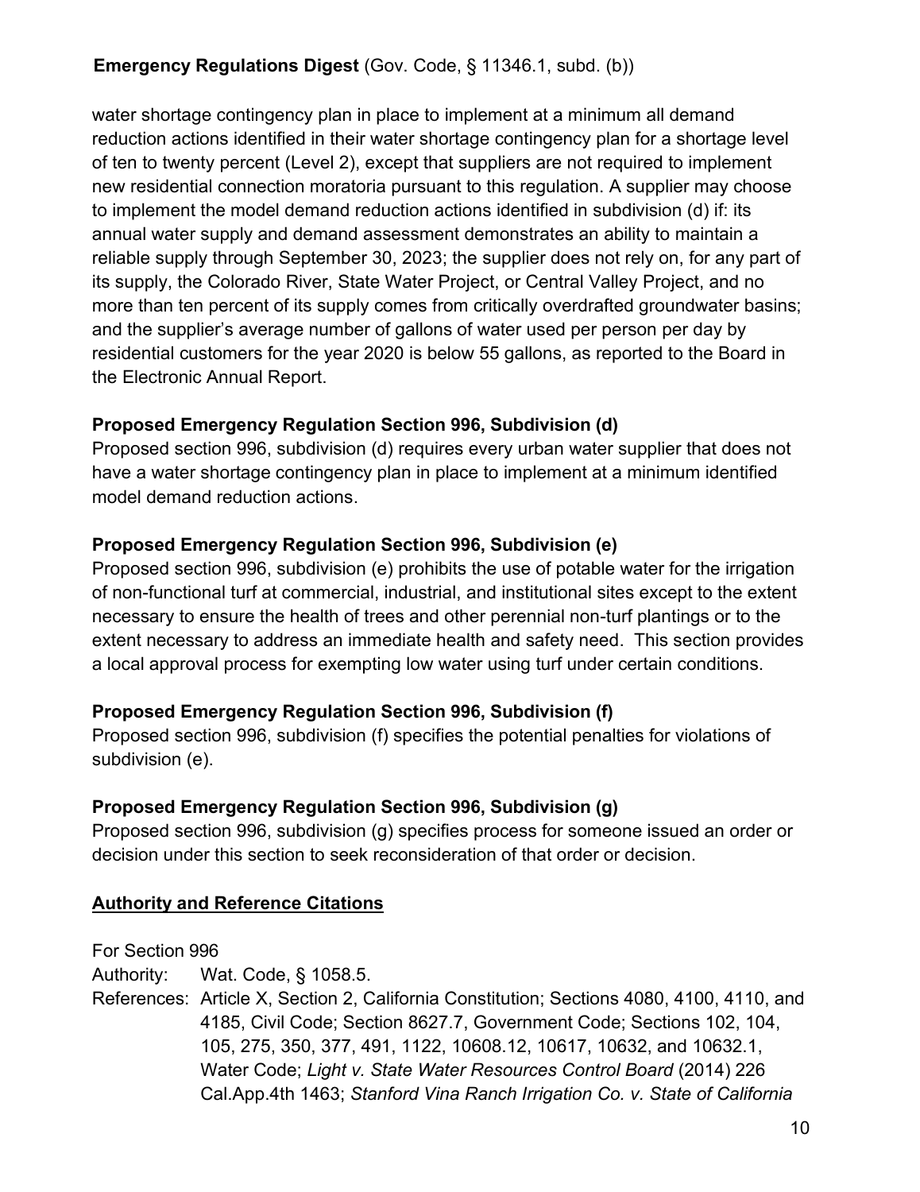water shortage contingency plan in place to implement at a minimum all demand reduction actions identified in their water shortage contingency plan for a shortage level of ten to twenty percent (Level 2), except that suppliers are not required to implement new residential connection moratoria pursuant to this regulation. A supplier may choose to implement the model demand reduction actions identified in subdivision (d) if: its annual water supply and demand assessment demonstrates an ability to maintain a reliable supply through September 30, 2023; the supplier does not rely on, for any part of its supply, the Colorado River, State Water Project, or Central Valley Project, and no more than ten percent of its supply comes from critically overdrafted groundwater basins; and the supplier's average number of gallons of water used per person per day by residential customers for the year 2020 is below 55 gallons, as reported to the Board in the Electronic Annual Report.

### Proposed Emergency Regulation Section 996, Subdivision (d)

Proposed section 996, subdivision (d) requires every urban water supplier that does not have a water shortage contingency plan in place to implement at a minimum identified model demand reduction actions.

### Proposed Emergency Regulation Section 996, Subdivision (e)

Proposed section 996, subdivision (e) prohibits the use of potable water for the irrigation of non-functional turf at commercial, industrial, and institutional sites except to the extent necessary to ensure the health of trees and other perennial non-turf plantings or to the extent necessary to address an immediate health and safety need. This section provides a local approval process for exempting low water using turf under certain conditions.

### Proposed Emergency Regulation Section 996, Subdivision (f)

Proposed section 996, subdivision (f) specifies the potential penalties for violations of subdivision (e).

### Proposed Emergency Regulation Section 996, Subdivision (g)

Proposed section 996, subdivision (g) specifies process for someone issued an order or decision under this section to seek reconsideration of that order or decision.

### Authority and Reference Citations

For Section 996

Authority: Wat. Code, § 1058.5.

References: Article X, Section 2, California Constitution; Sections 4080, 4100, 4110, and 4185, Civil Code; Section 8627.7, Government Code; Sections 102, 104, 105, 275, 350, 377, 491, 1122, 10608.12, 10617, 10632, and 10632.1, Water Code; *Light v. State Water Resources Control Board* (2014) 226 Cal.App.4th 1463; *Stanford Vina Ranch Irrigation Co. v. State of California*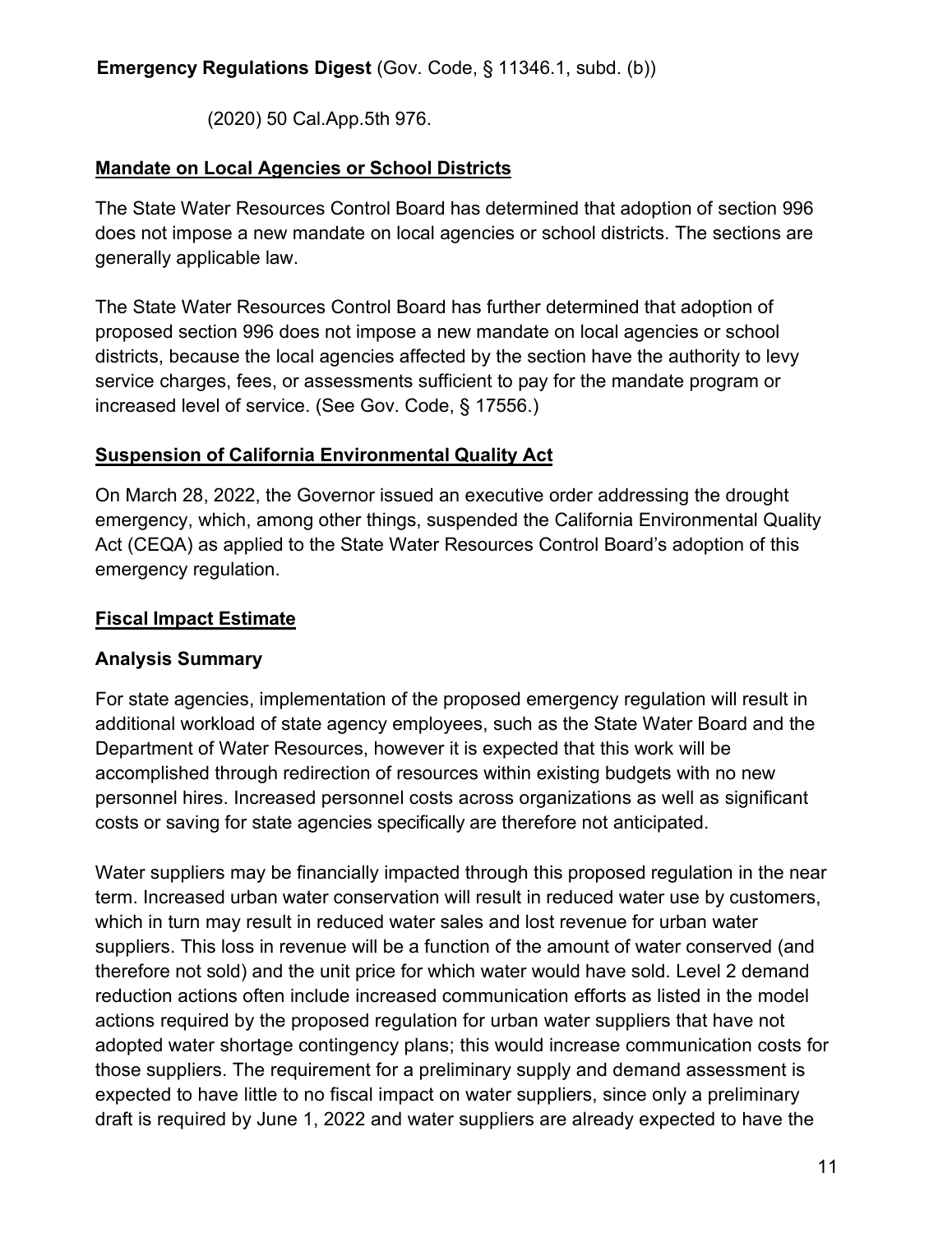(2020) 50 Cal.App.5th 976.

## Mandate on Local Agencies or School Districts

The State Water Resources Control Board has determined that adoption of section 996 does not impose a new mandate on local agencies or school districts. The sections are generally applicable law.

The State Water Resources Control Board has further determined that adoption of proposed section 996 does not impose a new mandate on local agencies or school districts, because the local agencies affected by the section have the authority to levy service charges, fees, or assessments sufficient to pay for the mandate program or increased level of service. (See Gov. Code, § 17556.)

## Suspension of California Environmental Quality Act

On March 28, 2022, the Governor issued an executive order addressing the drought emergency, which, among other things, suspended the California Environmental Quality Act (CEQA) as applied to the State Water Resources Control Board's adoption of this emergency regulation.

## Fiscal Impact Estimate

### Analysis Summary

For state agencies, implementation of the proposed emergency regulation will result in additional workload of state agency employees, such as the State Water Board and the Department of Water Resources, however it is expected that this work will be accomplished through redirection of resources within existing budgets with no new personnel hires. Increased personnel costs across organizations as well as significant costs or saving for state agencies specifically are therefore not anticipated.

Water suppliers may be financially impacted through this proposed regulation in the near term. Increased urban water conservation will result in reduced water use by customers, which in turn may result in reduced water sales and lost revenue for urban water suppliers. This loss in revenue will be a function of the amount of water conserved (and therefore not sold) and the unit price for which water would have sold. Level 2 demand reduction actions often include increased communication efforts as listed in the model actions required by the proposed regulation for urban water suppliers that have not adopted water shortage contingency plans; this would increase communication costs for those suppliers. The requirement for a preliminary supply and demand assessment is expected to have little to no fiscal impact on water suppliers, since only a preliminary draft is required by June 1, 2022 and water suppliers are already expected to have the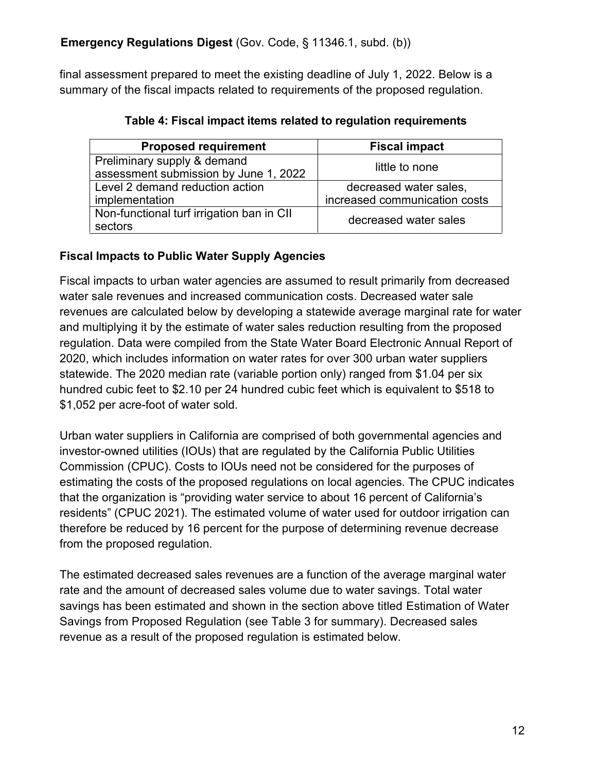final assessment prepared to meet the existing deadline of July 1, 2022. Below is a summary of the fiscal impacts related to requirements of the proposed regulation.

**Table 4: Fiscal impact items related to regulation requirements**

| Proposed requirement | Fiscal impact |
|---|---|
| Preliminary supply & demand assessment submission by June 1, 2022 | little to none |
| Level 2 demand reduction action implementation | decreased water sales, increased communication costs |
| Non-functional turf irrigation ban in CII sectors | decreased water sales |

### Fiscal Impacts to Public Water Supply Agencies

Fiscal impacts to urban water agencies are assumed to result primarily from decreased water sale revenues and increased communication costs. Decreased water sale revenues are calculated below by developing a statewide average marginal rate for water and multiplying it by the estimate of water sales reduction resulting from the proposed regulation. Data were compiled from the State Water Board Electronic Annual Report of 2020, which includes information on water rates for over 300 urban water suppliers statewide. The 2020 median rate (variable portion only) ranged from $1.04 per six hundred cubic feet to $2.10 per 24 hundred cubic feet which is equivalent to $518 to $1,052 per acre-foot of water sold.

Urban water suppliers in California are comprised of both governmental agencies and investor-owned utilities (IOUs) that are regulated by the California Public Utilities Commission (CPUC). Costs to IOUs need not be considered for the purposes of estimating the costs of the proposed regulations on local agencies. The CPUC indicates that the organization is "providing water service to about 16 percent of California's residents" (CPUC 2021). The estimated volume of water used for outdoor irrigation can therefore be reduced by 16 percent for the purpose of determining revenue decrease from the proposed regulation.

The estimated decreased sales revenues are a function of the average marginal water rate and the amount of decreased sales volume due to water savings. Total water savings has been estimated and shown in the section above titled Estimation of Water Savings from Proposed Regulation (see Table 3 for summary). Decreased sales revenue as a result of the proposed regulation is estimated below.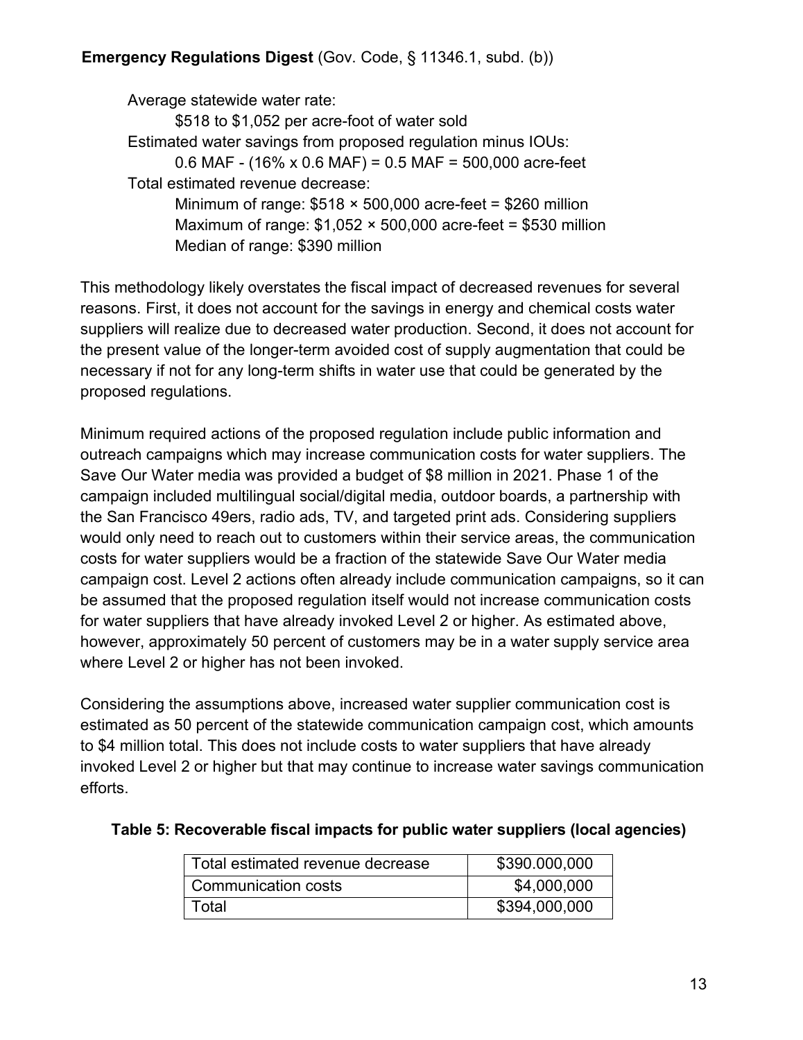**Emergency Regulations Digest** (Gov. Code, § 11346.1, subd. (b))

Average statewide water rate:

$518 to $1,052 per acre-foot of water sold

Estimated water savings from proposed regulation minus IOUs:

0.6 MAF - (16% x 0.6 MAF) = 0.5 MAF = 500,000 acre-feet

Total estimated revenue decrease:

Minimum of range: $518 × 500,000 acre-feet = $260 million

Maximum of range: $1,052 × 500,000 acre-feet = $530 million

Median of range: $390 million

This methodology likely overstates the fiscal impact of decreased revenues for several reasons. First, it does not account for the savings in energy and chemical costs water suppliers will realize due to decreased water production. Second, it does not account for the present value of the longer-term avoided cost of supply augmentation that could be necessary if not for any long-term shifts in water use that could be generated by the proposed regulations.

Minimum required actions of the proposed regulation include public information and outreach campaigns which may increase communication costs for water suppliers. The Save Our Water media was provided a budget of $8 million in 2021. Phase 1 of the campaign included multilingual social/digital media, outdoor boards, a partnership with the San Francisco 49ers, radio ads, TV, and targeted print ads. Considering suppliers would only need to reach out to customers within their service areas, the communication costs for water suppliers would be a fraction of the statewide Save Our Water media campaign cost. Level 2 actions often already include communication campaigns, so it can be assumed that the proposed regulation itself would not increase communication costs for water suppliers that have already invoked Level 2 or higher. As estimated above, however, approximately 50 percent of customers may be in a water supply service area where Level 2 or higher has not been invoked.

Considering the assumptions above, increased water supplier communication cost is estimated as 50 percent of the statewide communication campaign cost, which amounts to $4 million total. This does not include costs to water suppliers that have already invoked Level 2 or higher but that may continue to increase water savings communication efforts.

**Table 5: Recoverable fiscal impacts for public water suppliers (local agencies)**

| Item | Amount |
|---|---|
| Total estimated revenue decrease | $390.000,000 |
| Communication costs | $4,000,000 |
| Total | $394,000,000 |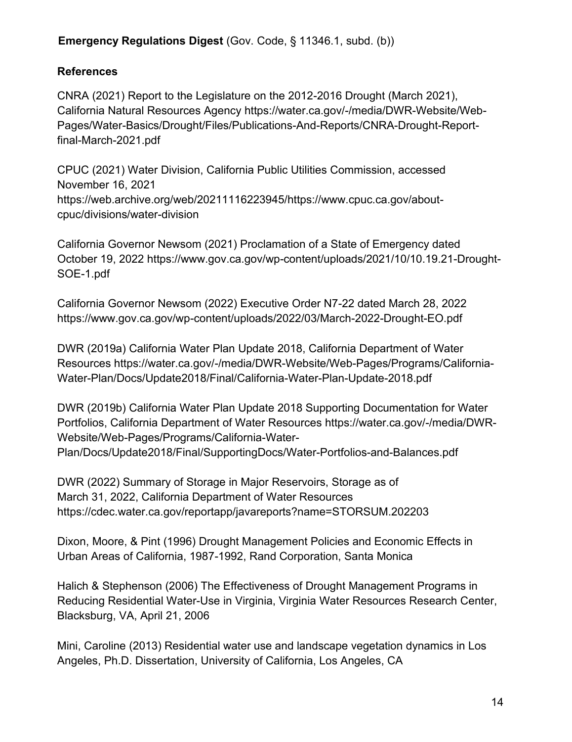**Emergency Regulations Digest** (Gov. Code, § 11346.1, subd. (b))

## References

CNRA (2021) Report to the Legislature on the 2012-2016 Drought (March 2021), California Natural Resources Agency https://water.ca.gov/-/media/DWR-Website/Web-Pages/Water-Basics/Drought/Files/Publications-And-Reports/CNRA-Drought-Report-final-March-2021.pdf

CPUC (2021) Water Division, California Public Utilities Commission, accessed November 16, 2021 https://web.archive.org/web/20211116223945/https://www.cpuc.ca.gov/about-cpuc/divisions/water-division

California Governor Newsom (2021) Proclamation of a State of Emergency dated October 19, 2022 https://www.gov.ca.gov/wp-content/uploads/2021/10/10.19.21-Drought-SOE-1.pdf

California Governor Newsom (2022) Executive Order N7-22 dated March 28, 2022 https://www.gov.ca.gov/wp-content/uploads/2022/03/March-2022-Drought-EO.pdf

DWR (2019a) California Water Plan Update 2018, California Department of Water Resources https://water.ca.gov/-/media/DWR-Website/Web-Pages/Programs/California-Water-Plan/Docs/Update2018/Final/California-Water-Plan-Update-2018.pdf

DWR (2019b) California Water Plan Update 2018 Supporting Documentation for Water Portfolios, California Department of Water Resources https://water.ca.gov/-/media/DWR-Website/Web-Pages/Programs/California-Water-Plan/Docs/Update2018/Final/SupportingDocs/Water-Portfolios-and-Balances.pdf

DWR (2022) Summary of Storage in Major Reservoirs, Storage as of March 31, 2022, California Department of Water Resources https://cdec.water.ca.gov/reportapp/javareports?name=STORSUM.202203

Dixon, Moore, & Pint (1996) Drought Management Policies and Economic Effects in Urban Areas of California, 1987-1992, Rand Corporation, Santa Monica

Halich & Stephenson (2006) The Effectiveness of Drought Management Programs in Reducing Residential Water-Use in Virginia, Virginia Water Resources Research Center, Blacksburg, VA, April 21, 2006

Mini, Caroline (2013) Residential water use and landscape vegetation dynamics in Los Angeles, Ph.D. Dissertation, University of California, Los Angeles, CA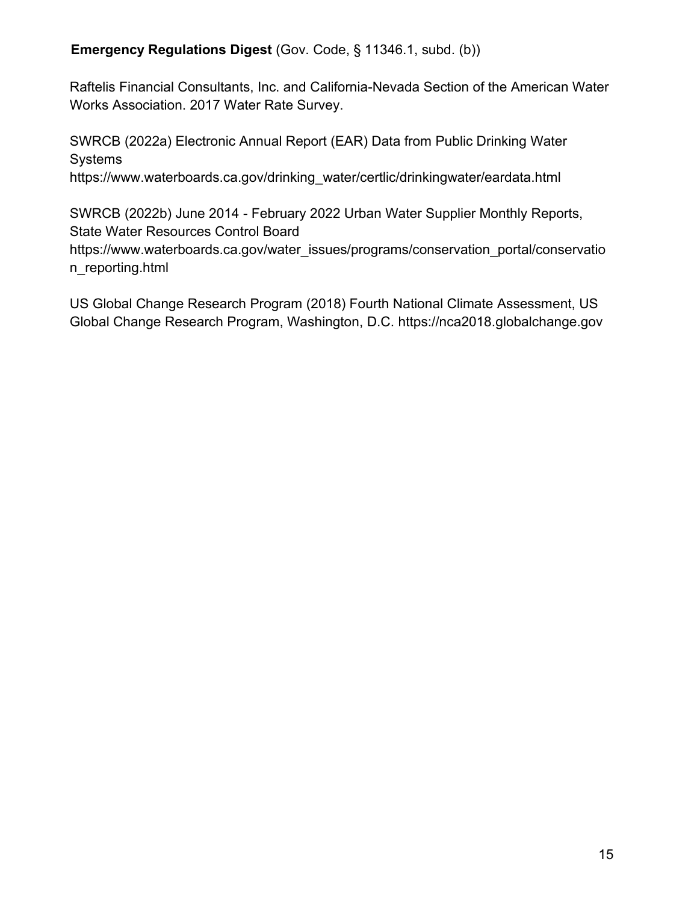**Emergency Regulations Digest** (Gov. Code, § 11346.1, subd. (b))

Raftelis Financial Consultants, Inc. and California-Nevada Section of the American Water Works Association. 2017 Water Rate Survey.

SWRCB (2022a) Electronic Annual Report (EAR) Data from Public Drinking Water Systems
https://www.waterboards.ca.gov/drinking_water/certlic/drinkingwater/eardata.html

SWRCB (2022b) June 2014 - February 2022 Urban Water Supplier Monthly Reports, State Water Resources Control Board
https://www.waterboards.ca.gov/water_issues/programs/conservation_portal/conservation_reporting.html

US Global Change Research Program (2018) Fourth National Climate Assessment, US Global Change Research Program, Washington, D.C. https://nca2018.globalchange.gov